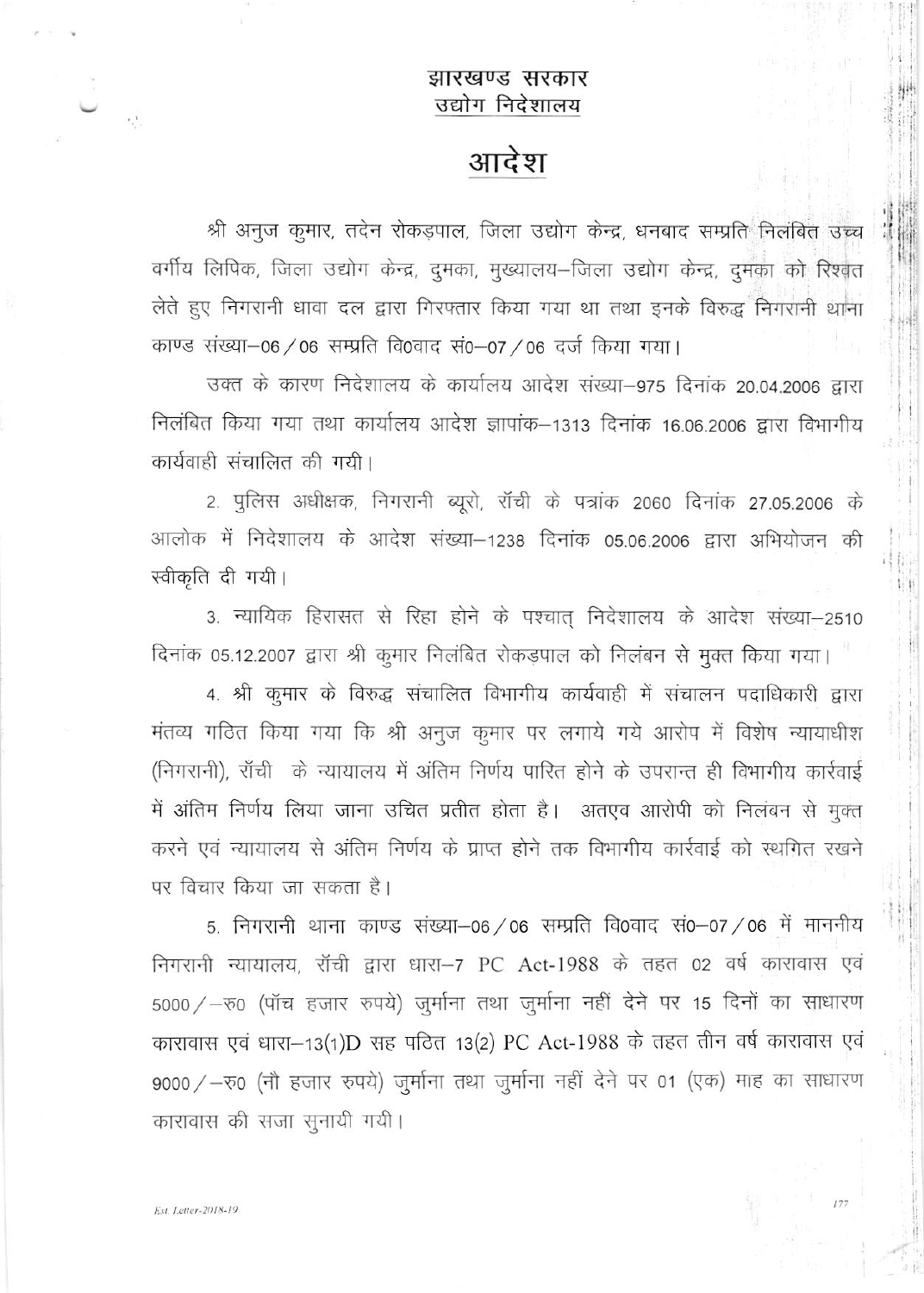झारखण्ड सरकार
उद्योग निदेशालय

# आदेश

श्री अनुज कुमार, तदेन रोकड़पाल, जिला उद्योग केन्द्र, धनबाद सम्प्रति निलंबित उच्च वर्गीय लिपिक, जिला उद्योग केन्द्र, दुमका, मुख्यालय–जिला उद्योग केन्द्र, दुमका को रिश्वत लेते हुए निगरानी धावा दल द्वारा गिरफ्तार किया गया था तथा इनके विरुद्ध निगरानी थाना काण्ड संख्या–06/06 सम्प्रति वि0वाद सं0–07/06 दर्ज किया गया।

उक्त के कारण निदेशालय के कार्यालय आदेश संख्या–975 दिनांक 20.04.2006 द्वारा निलंबित किया गया तथा कार्यालय आदेश ज्ञापांक–1313 दिनांक 16.06.2006 द्वारा विभागीय कार्यवाही संचालित की गयी।

2. पुलिस अधीक्षक, निगरानी ब्यूरो, राँची के पत्रांक 2060 दिनांक 27.05.2006 के आलोक में निदेशालय के आदेश संख्या–1238 दिनांक 05.06.2006 द्वारा अभियोजन की स्वीकृति दी गयी।

3. न्यायिक हिरासत से रिहा होने के पश्चात् निदेशालय के आदेश संख्या–2510 दिनांक 05.12.2007 द्वारा श्री कुमार निलंबित रोकड़पाल को निलंबन से मुक्त किया गया।

4. श्री कुमार के विरुद्ध संचालित विभागीय कार्यवाही में संचालन पदाधिकारी द्वारा मंतव्य गठित किया गया कि श्री अनुज कुमार पर लगाये गये आरोप में विशेष न्यायाधीश (निगरानी), राँची के न्यायालय में अंतिम निर्णय पारित होने के उपरान्त ही विभागीय कार्रवाई में अंतिम निर्णय लिया जाना उचित प्रतीत होता है। अतएव आरोपी को निलंबन से मुक्त करने एवं न्यायालय से अंतिम निर्णय के प्राप्त होने तक विभागीय कार्रवाई को स्थगित रखने पर विचार किया जा सकता है।

5. निगरानी थाना काण्ड संख्या–06/06 सम्प्रति वि0वाद सं0–07/06 में माननीय निगरानी न्यायालय, राँची द्वारा धारा–7 PC Act-1988 के तहत 02 वर्ष कारावास एवं 5000/–रु0 (पाँच हजार रुपये) जुर्माना तथा जुर्माना नहीं देने पर 15 दिनों का साधारण कारावास एवं धारा–13(1)D सह पठित 13(2) PC Act-1988 के तहत तीन वर्ष कारावास एवं 9000/–रु0 (नौ हजार रुपये) जुर्माना तथा जुर्माना नहीं देने पर 01 (एक) माह का साधारण कारावास की सजा सुनायी गयी।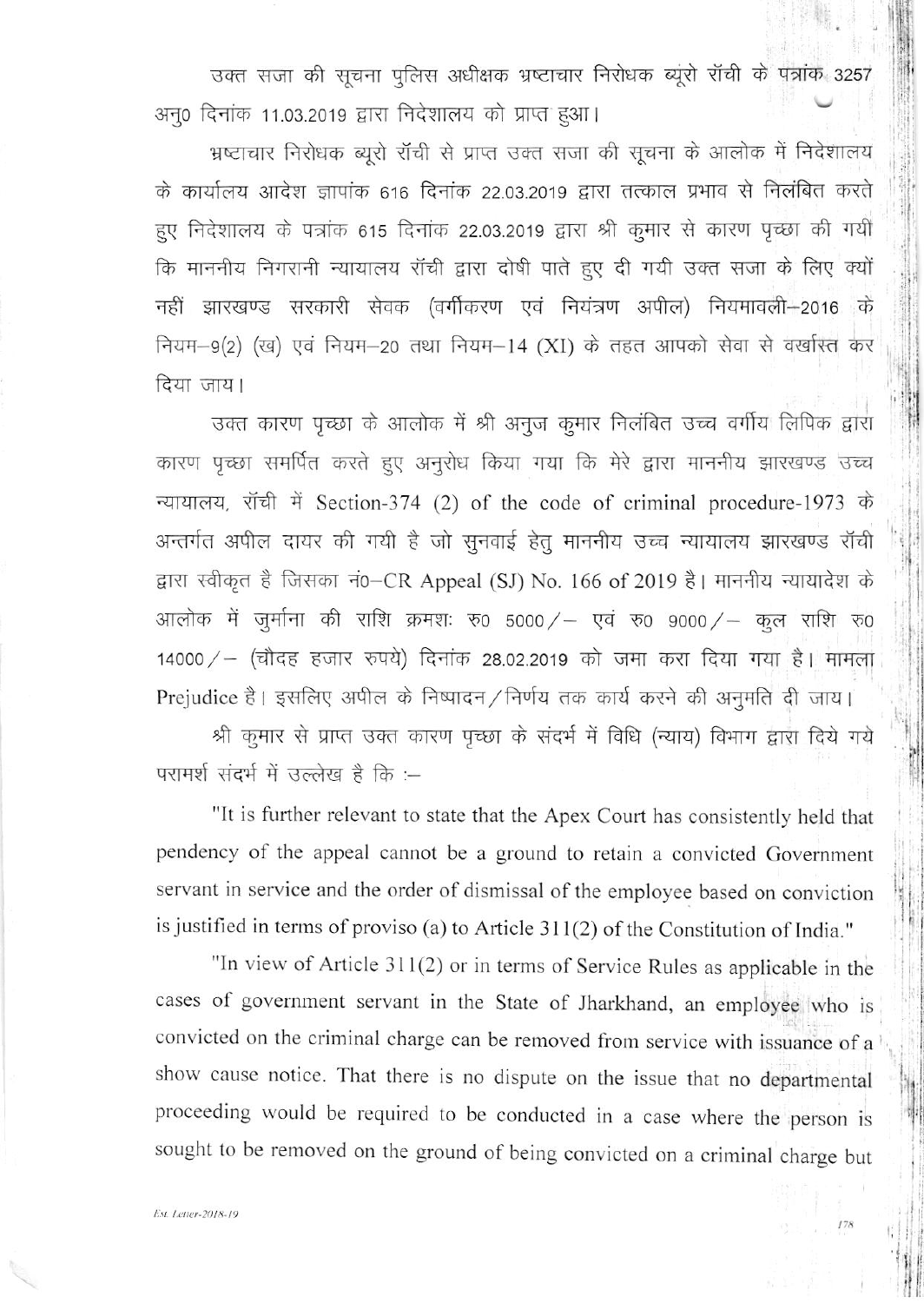उक्त सजा की सूचना पुलिस अधीक्षक भ्रष्टाचार निरोधक ब्यूरो रॉंची के पत्रांक 3257 अनु0 दिनांक 11.03.2019 द्वारा निदेशालय को प्राप्त हुआ।

भ्रष्टाचार निरोधक ब्यूरो रॉंची से प्राप्त उक्त सजा की सूचना के आलोक में निदेशालय के कार्यालय आदेश ज्ञापांक 616 दिनांक 22.03.2019 द्वारा तत्काल प्रभाव से निलंबित करते हुए निदेशालय के पत्रांक 615 दिनांक 22.03.2019 द्वारा श्री कुमार से कारण पृच्छा की गयी कि माननीय निगरानी न्यायालय रॉंची द्वारा दोषी पाते हुए दी गयी उक्त सजा के लिए क्यों नहीं झारखण्ड सरकारी सेवक (वर्गीकरण एवं नियंत्रण अपील) नियमावली–2016 के नियम–9(2) (ख) एवं नियम–20 तथा नियम–14 (XI) के तहत आपको सेवा से वर्खास्त कर दिया जाय।

उक्त कारण पृच्छा के आलोक में श्री अनुज कुमार निलंबित उच्च वर्गीय लिपिक द्वारा कारण पृच्छा समर्पित करते हुए अनुरोध किया गया कि मेरे द्वारा माननीय झारखण्ड उच्च न्यायालय, रॉंची में Section-374 (2) of the code of criminal procedure-1973 के अन्तर्गत अपील दायर की गयी है जो सुनवाई हेतु माननीय उच्च न्यायालय झारखण्ड रॉंची द्वारा स्वीकृत है जिसका नं0–CR Appeal (SJ) No. 166 of 2019 है। माननीय न्यायादेश के आलोक में जुर्माना की राशि क्रमशः रु0 5000/– एवं रु0 9000/– कुल राशि रु0 14000/– (चौदह हजार रुपये) दिनांक 28.02.2019 को जमा करा दिया गया है। मामला Prejudice है। इसलिए अपील के निष्पादन/निर्णय तक कार्य करने की अनुमति दी जाय।

श्री कुमार से प्राप्त उक्त कारण पृच्छा के संदर्भ में विधि (न्याय) विभाग द्वारा दिये गये परामर्श संदर्भ में उल्लेख है कि :–

"It is further relevant to state that the Apex Court has consistently held that pendency of the appeal cannot be a ground to retain a convicted Government servant in service and the order of dismissal of the employee based on conviction is justified in terms of proviso (a) to Article 311(2) of the Constitution of India."

"In view of Article 311(2) or in terms of Service Rules as applicable in the cases of government servant in the State of Jharkhand, an employee who is convicted on the criminal charge can be removed from service with issuance of a show cause notice. That there is no dispute on the issue that no departmental proceeding would be required to be conducted in a case where the person is sought to be removed on the ground of being convicted on a criminal charge but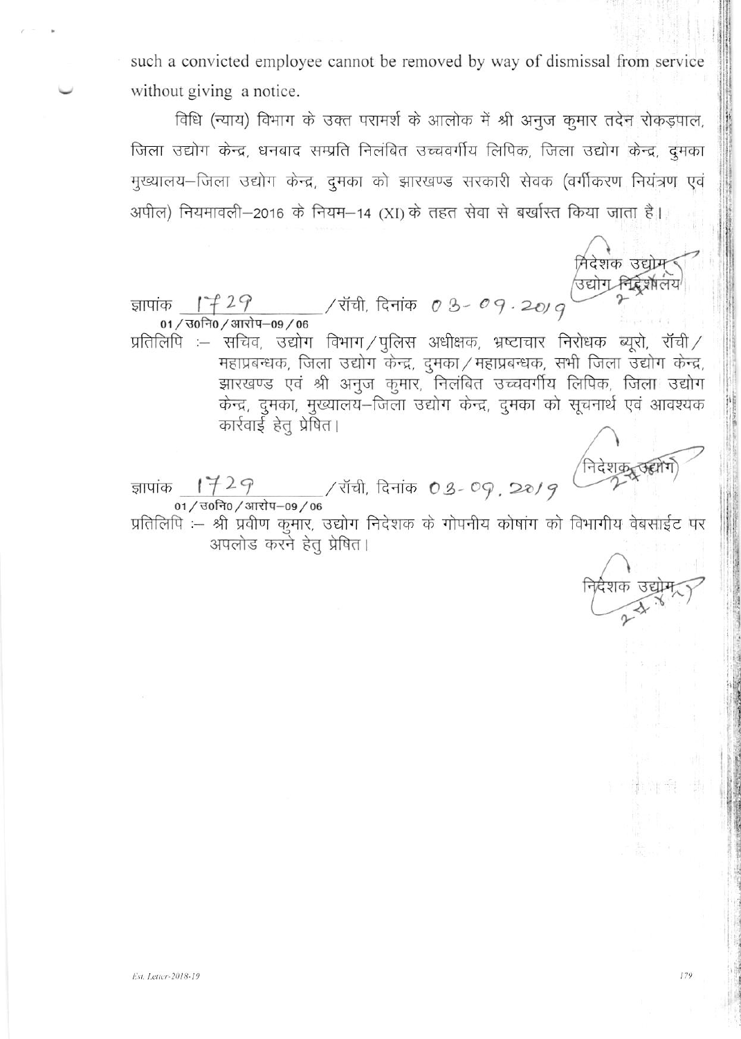such a convicted employee cannot be removed by way of dismissal from service without giving a notice.

विधि (न्याय) विभाग के उक्त परामर्श के आलोक में श्री अनुज कुमार तदेन रोकड़पाल, जिला उद्योग केन्द्र, धनबाद सम्प्रति निलंबित उच्चवर्गीय लिपिक, जिला उद्योग केन्द्र, दुमका मुख्यालय–जिला उद्योग केन्द्र, दुमका को झारखण्ड सरकारी सेवक (वर्गीकरण नियंत्रण एवं अपील) नियमावली–2016 के नियम–14 (XI) के तहत सेवा से बर्खास्त किया जाता है।

निदेशक उद्योग
उद्योग निदेशालय

ज्ञापांक 1729 / रॉची, दिनांक 03-09-2019
01 / उ0नि0 / आरोप–09 / 06

प्रतिलिपि :– सचिव, उद्योग विभाग / पुलिस अधीक्षक, भ्रष्टाचार निरोधक ब्यूरो, रॉची / महाप्रबन्धक, जिला उद्योग केन्द्र, दुमका / महाप्रबन्धक, सभी जिला उद्योग केन्द्र, झारखण्ड एवं श्री अनुज कुमार, निलंबित उच्चवर्गीय लिपिक, जिला उद्योग केन्द्र, दुमका, मुख्यालय–जिला उद्योग केन्द्र, दुमका को सूचनार्थ एवं आवश्यक कार्रवाई हेतु प्रेषित।

निदेशक उद्योग

ज्ञापांक 1729 / रॉची, दिनांक 03-09-2019
01 / उ0नि0 / आरोप–09 / 06

प्रतिलिपि :– श्री प्रवीण कुमार, उद्योग निदेशक के गोपनीय कोषांग को विभागीय वेबसाईट पर अपलोड करने हेतु प्रेषित।

निदेशक उद्योग